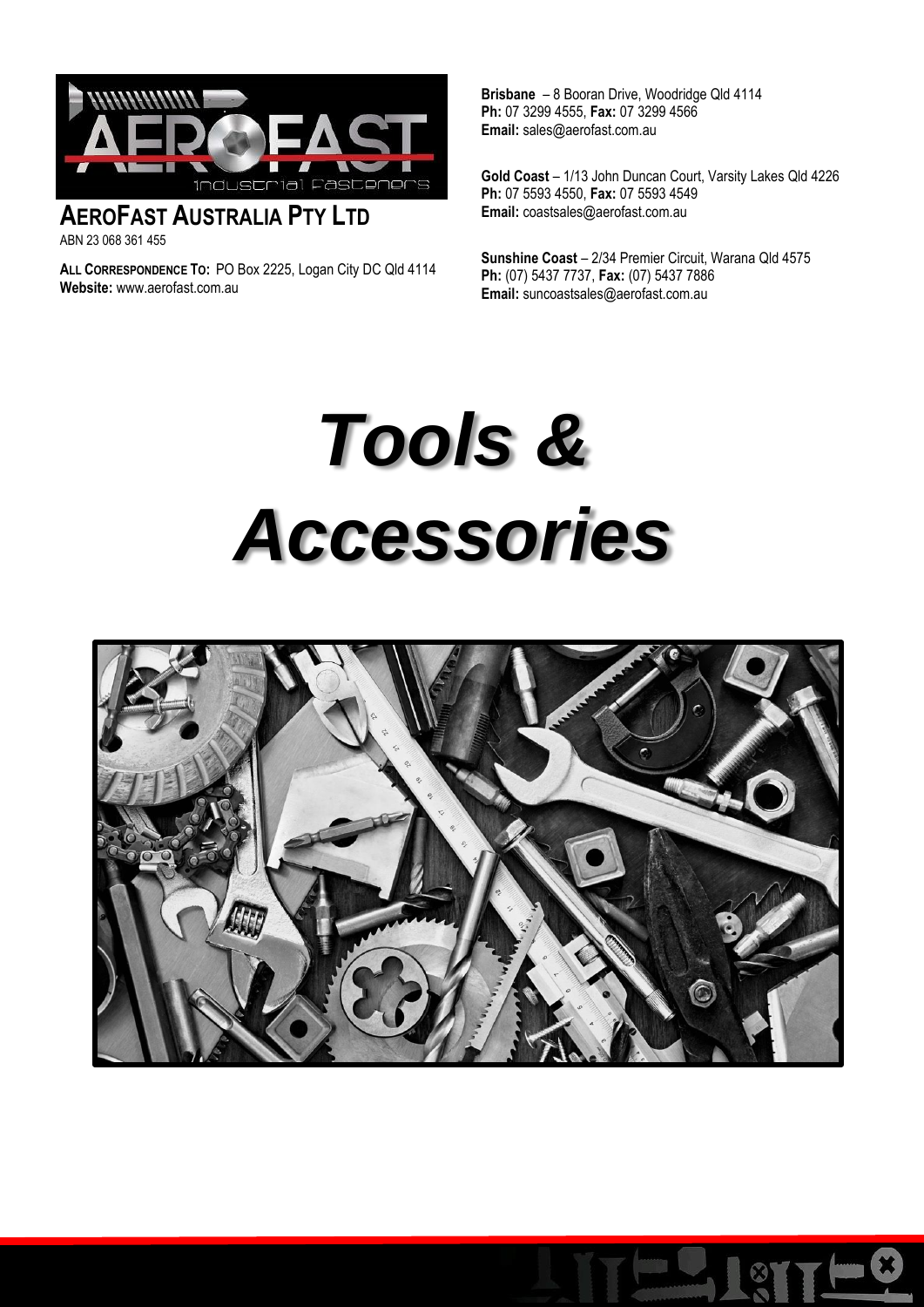**AEROFAST AUSTRALIA PTY LTD**
ABN 23 068 361 455

**ALL CORRESPONDENCE TO:** PO Box 2225, Logan City DC Qld 4114
**Website:** www.aerofast.com.au

**Brisbane** – 8 Booran Drive, Woodridge Qld 4114
**Ph:** 07 3299 4555, **Fax:** 07 3299 4566
**Email:** sales@aerofast.com.au

**Gold Coast** – 1/13 John Duncan Court, Varsity Lakes Qld 4226
**Ph:** 07 5593 4550, **Fax:** 07 5593 4549
**Email:** coastsales@aerofast.com.au

**Sunshine Coast** – 2/34 Premier Circuit, Warana Qld 4575
**Ph:** (07) 5437 7737, **Fax:** (07) 5437 7886
**Email:** suncoastsales@aerofast.com.au

# *Tools & Accessories*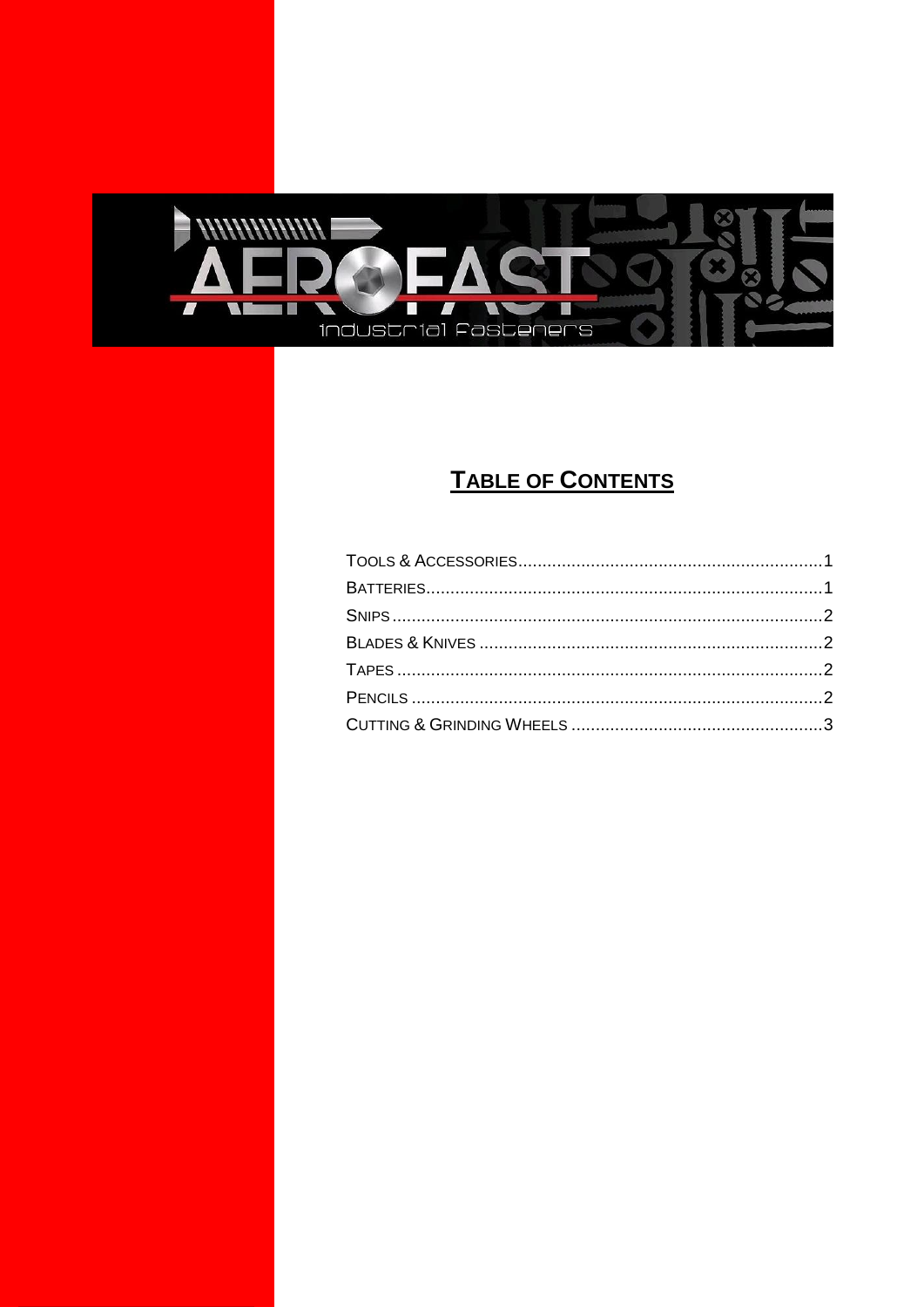## TABLE OF CONTENTS

TOOLS & ACCESSORIES..............................................................1
BATTERIES..................................................................................1
SNIPS.........................................................................................2
BLADES & KNIVES.......................................................................2
TAPES........................................................................................2
PENCILS.....................................................................................2
CUTTING & GRINDING WHEELS....................................................3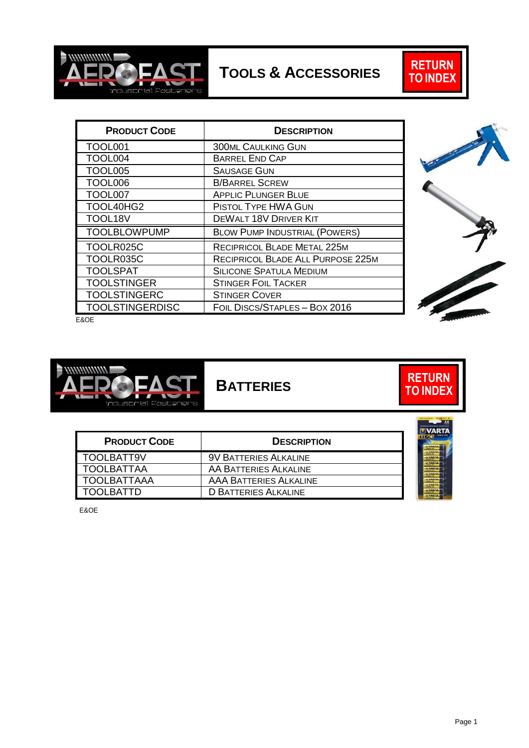## Tools & Accessories

RETURN TO INDEX

| Product Code | Description |
|---|---|
| TOOL001 | 300ml Caulking Gun |
| TOOL004 | Barrel End Cap |
| TOOL005 | Sausage Gun |
| TOOL006 | B/Barrel Screw |
| TOOL007 | Applic Plunger Blue |
| TOOL40HG2 | Pistol Type HWA Gun |
| TOOL18V | DeWalt 18V Driver Kit |
| TOOLBLOWPUMP | Blow Pump Industrial (Powers) |
| TOOLR025C | Recipricol Blade Metal 225m |
| TOOLR035C | Recipricol Blade All Purpose 225m |
| TOOLSPAT | Silicone Spatula Medium |
| TOOLSTINGER | Stinger Foil Tacker |
| TOOLSTINGERC | Stinger Cover |
| TOOLSTINGERDISC | Foil Discs/Staples – Box 2016 |

E&OE

## Batteries

RETURN TO INDEX

| Product Code | Description |
|---|---|
| TOOLBATT9V | 9V Batteries Alkaline |
| TOOLBATTAA | AA Batteries Alkaline |
| TOOLBATTAAA | AAA Batteries Alkaline |
| TOOLBATTD | D Batteries Alkaline |

E&OE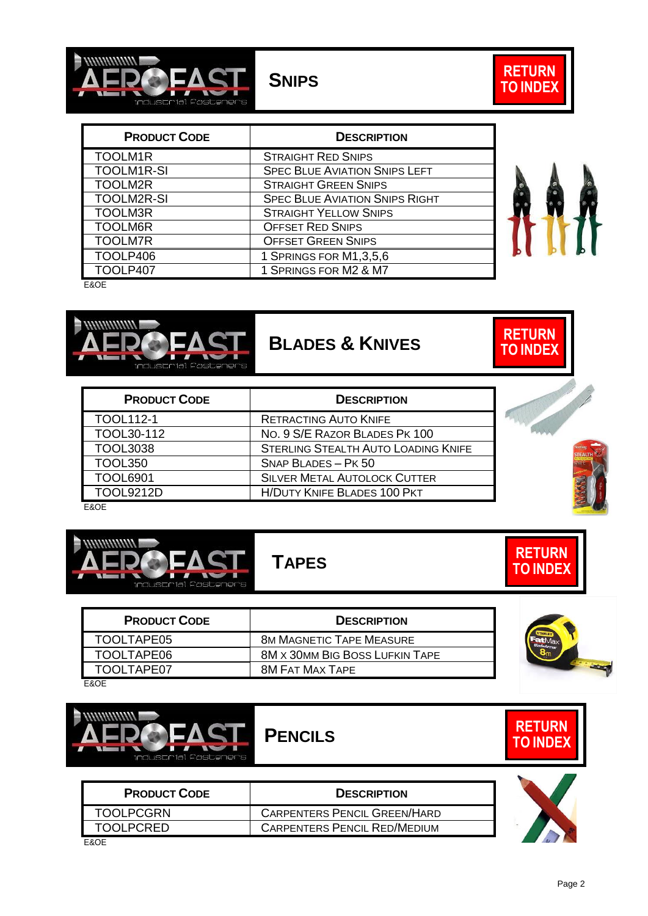## Snips

RETURN TO INDEX

| Product Code | Description |
|---|---|
| TOOLM1R | Straight Red Snips |
| TOOLM1R-SI | Spec Blue Aviation Snips Left |
| TOOLM2R | Straight Green Snips |
| TOOLM2R-SI | Spec Blue Aviation Snips Right |
| TOOLM3R | Straight Yellow Snips |
| TOOLM6R | Offset Red Snips |
| TOOLM7R | Offset Green Snips |
| TOOLP406 | 1 Springs for M1,3,5,6 |
| TOOLP407 | 1 Springs for M2 & M7 |

E&OE

## Blades & Knives

RETURN TO INDEX

| Product Code | Description |
|---|---|
| TOOL112-1 | Retracting Auto Knife |
| TOOL30-112 | No. 9 S/E Razor Blades Pk 100 |
| TOOL3038 | Sterling Stealth Auto Loading Knife |
| TOOL350 | Snap Blades – Pk 50 |
| TOOL6901 | Silver Metal Autolock Cutter |
| TOOL9212D | H/Duty Knife Blades 100 Pkt |

E&OE

## Tapes

RETURN TO INDEX

| Product Code | Description |
|---|---|
| TOOLTAPE05 | 8m Magnetic Tape Measure |
| TOOLTAPE06 | 8M x 30mm Big Boss Lufkin Tape |
| TOOLTAPE07 | 8M Fat Max Tape |

E&OE

## Pencils

RETURN TO INDEX

| Product Code | Description |
|---|---|
| TOOLPCGRN | Carpenters Pencil Green/Hard |
| TOOLPCRED | Carpenters Pencil Red/Medium |

E&OE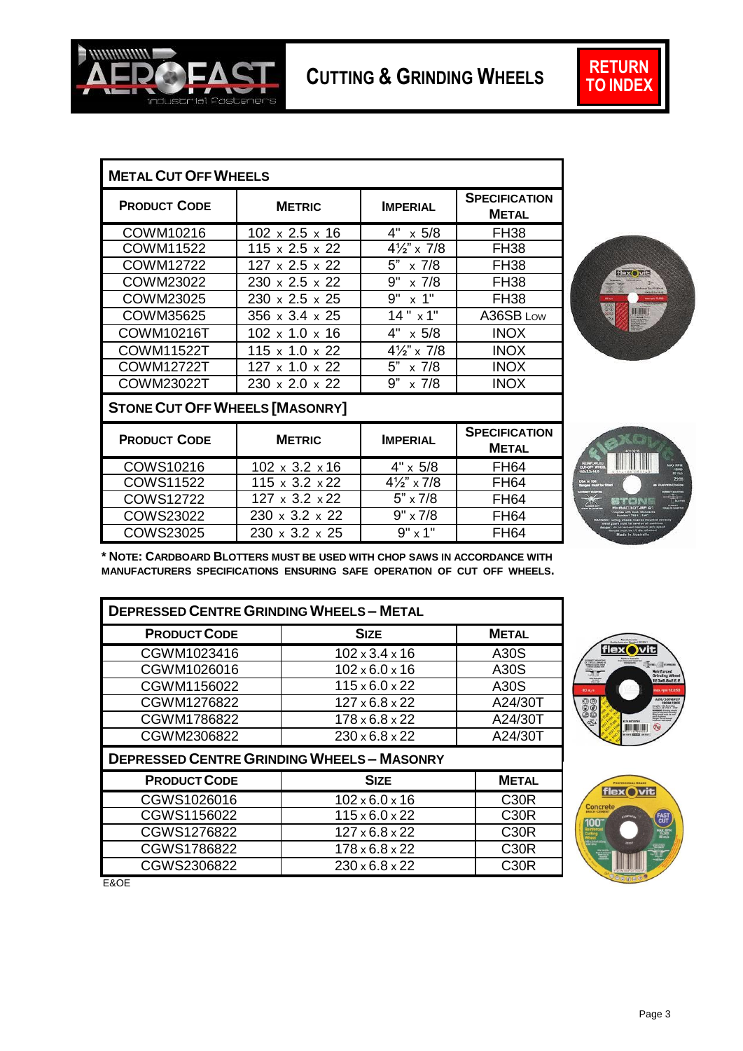# Cutting & Grinding Wheels

RETURN TO INDEX

| Metal Cut Off Wheels | | | |
|---|---|---|---|
| **Product Code** | **Metric** | **Imperial** | **Specification Metal** |
| COWM10216 | 102 x 2.5 x 16 | 4" x 5/8 | FH38 |
| COWM11522 | 115 x 2.5 x 22 | 4½" x 7/8 | FH38 |
| COWM12722 | 127 x 2.5 x 22 | 5" x 7/8 | FH38 |
| COWM23022 | 230 x 2.5 x 22 | 9" x 7/8 | FH38 |
| COWM23025 | 230 x 2.5 x 25 | 9" x 1" | FH38 |
| COWM35625 | 356 x 3.4 x 25 | 14" x 1" | A36SB Low |
| COWM10216T | 102 x 1.0 x 16 | 4" x 5/8 | INOX |
| COWM11522T | 115 x 1.0 x 22 | 4½" x 7/8 | INOX |
| COWM12722T | 127 x 1.0 x 22 | 5" x 7/8 | INOX |
| COWM23022T | 230 x 2.0 x 22 | 9" x 7/8 | INOX |

| Stone Cut Off Wheels [Masonry] | | | |
|---|---|---|---|
| **Product Code** | **Metric** | **Imperial** | **Specification Metal** |
| COWS10216 | 102 x 3.2 x 16 | 4" x 5/8 | FH64 |
| COWS11522 | 115 x 3.2 x 22 | 4½" x 7/8 | FH64 |
| COWS12722 | 127 x 3.2 x 22 | 5" x 7/8 | FH64 |
| COWS23022 | 230 x 3.2 x 22 | 9" x 7/8 | FH64 |
| COWS23025 | 230 x 3.2 x 25 | 9" x 1" | FH64 |

**\* Note: Cardboard blotters must be used with chop saws in accordance with manufacturers specifications ensuring safe operation of cut off wheels.**

| Depressed Centre Grinding Wheels – Metal | | |
|---|---|---|
| **Product Code** | **Size** | **Metal** |
| CGWM1023416 | 102 x 3.4 x 16 | A30S |
| CGWM1026016 | 102 x 6.0 x 16 | A30S |
| CGWM1156022 | 115 x 6.0 x 22 | A30S |
| CGWM1276822 | 127 x 6.8 x 22 | A24/30T |
| CGWM1786822 | 178 x 6.8 x 22 | A24/30T |
| CGWM2306822 | 230 x 6.8 x 22 | A24/30T |

| Depressed Centre Grinding Wheels – Masonry | | |
|---|---|---|
| **Product Code** | **Size** | **Metal** |
| CGWS1026016 | 102 x 6.0 x 16 | C30R |
| CGWS1156022 | 115 x 6.0 x 22 | C30R |
| CGWS1276822 | 127 x 6.8 x 22 | C30R |
| CGWS1786822 | 178 x 6.8 x 22 | C30R |
| CGWS2306822 | 230 x 6.8 x 22 | C30R |

E&OE